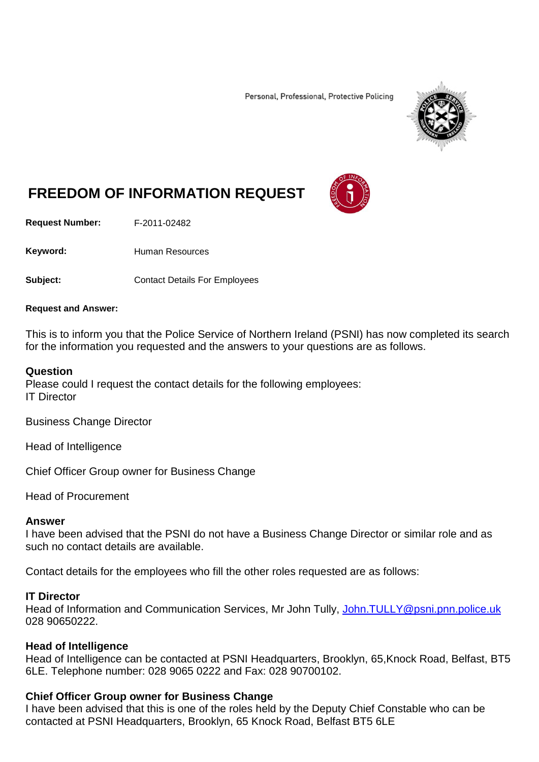Personal, Professional, Protective Policing

# FREEDOM OF INFORMATION REQUEST

**Request Number:** F-2011-02482

**Keyword:** Human Resources

**Subject:** Contact Details For Employees

**Request and Answer:**

This is to inform you that the Police Service of Northern Ireland (PSNI) has now completed its search for the information you requested and the answers to your questions are as follows.

**Question**
Please could I request the contact details for the following employees:
IT Director

Business Change Director

Head of Intelligence

Chief Officer Group owner for Business Change

Head of Procurement

**Answer**
I have been advised that the PSNI do not have a Business Change Director or similar role and as such no contact details are available.

Contact details for the employees who fill the other roles requested are as follows:

**IT Director**
Head of Information and Communication Services, Mr John Tully, John.TULLY@psni.pnn.police.uk 028 90650222.

**Head of Intelligence**
Head of Intelligence can be contacted at PSNI Headquarters, Brooklyn, 65,Knock Road, Belfast, BT5 6LE. Telephone number: 028 9065 0222 and Fax: 028 90700102.

**Chief Officer Group owner for Business Change**
I have been advised that this is one of the roles held by the Deputy Chief Constable who can be contacted at PSNI Headquarters, Brooklyn, 65 Knock Road, Belfast BT5 6LE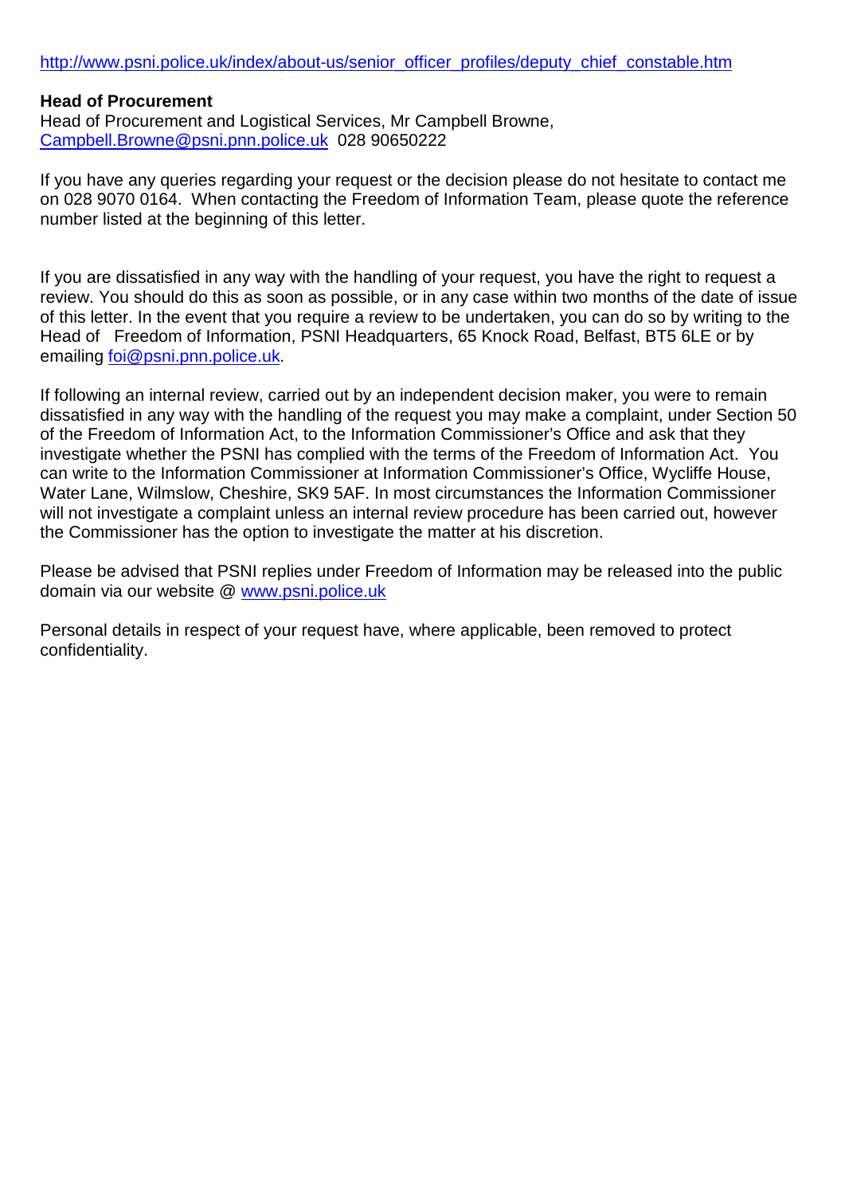http://www.psni.police.uk/index/about-us/senior_officer_profiles/deputy_chief_constable.htm

**Head of Procurement**
Head of Procurement and Logistical Services, Mr Campbell Browne,
Campbell.Browne@psni.pnn.police.uk 028 90650222

If you have any queries regarding your request or the decision please do not hesitate to contact me on 028 9070 0164. When contacting the Freedom of Information Team, please quote the reference number listed at the beginning of this letter.

If you are dissatisfied in any way with the handling of your request, you have the right to request a review. You should do this as soon as possible, or in any case within two months of the date of issue of this letter. In the event that you require a review to be undertaken, you can do so by writing to the Head of Freedom of Information, PSNI Headquarters, 65 Knock Road, Belfast, BT5 6LE or by emailing foi@psni.pnn.police.uk.

If following an internal review, carried out by an independent decision maker, you were to remain dissatisfied in any way with the handling of the request you may make a complaint, under Section 50 of the Freedom of Information Act, to the Information Commissioner's Office and ask that they investigate whether the PSNI has complied with the terms of the Freedom of Information Act. You can write to the Information Commissioner at Information Commissioner's Office, Wycliffe House, Water Lane, Wilmslow, Cheshire, SK9 5AF. In most circumstances the Information Commissioner will not investigate a complaint unless an internal review procedure has been carried out, however the Commissioner has the option to investigate the matter at his discretion.

Please be advised that PSNI replies under Freedom of Information may be released into the public domain via our website @ www.psni.police.uk

Personal details in respect of your request have, where applicable, been removed to protect confidentiality.